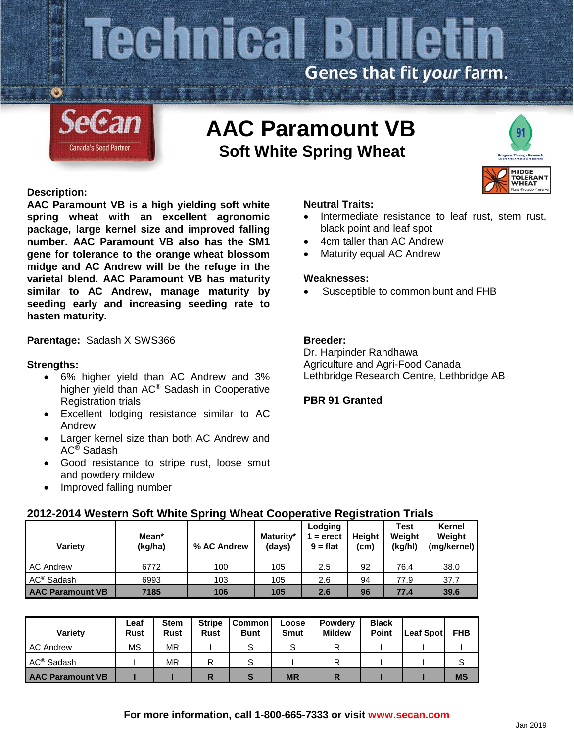# Technical Bulletin

Genes that fit *your* farm.

SeCan — Canada's Seed Partner

## AAC Paramount VB

### Soft White Spring Wheat

MIDGE TOLERANT WHEAT — Plant · Protect · Preserve

**Description:**

**AAC Paramount VB is a high yielding soft white spring wheat with an excellent agronomic package, large kernel size and improved falling number. AAC Paramount VB also has the SM1 gene for tolerance to the orange wheat blossom midge and AC Andrew will be the refuge in the varietal blend. AAC Paramount VB has maturity similar to AC Andrew, manage maturity by seeding early and increasing seeding rate to hasten maturity.**

**Parentage:** Sadash X SWS366

**Strengths:**

- 6% higher yield than AC Andrew and 3% higher yield than AC® Sadash in Cooperative Registration trials
- Excellent lodging resistance similar to AC Andrew
- Larger kernel size than both AC Andrew and AC® Sadash
- Good resistance to stripe rust, loose smut and powdery mildew
- Improved falling number

**Neutral Traits:**

- Intermediate resistance to leaf rust, stem rust, black point and leaf spot
- 4cm taller than AC Andrew
- Maturity equal AC Andrew

**Weaknesses:**

- Susceptible to common bunt and FHB

**Breeder:**

Dr. Harpinder Randhawa
Agriculture and Agri-Food Canada
Lethbridge Research Centre, Lethbridge AB

**PBR 91 Granted**

### 2012-2014 Western Soft White Spring Wheat Cooperative Registration Trials

| Variety | Mean* (kg/ha) | % AC Andrew | Maturity* (days) | Lodging 1 = erect 9 = flat | Height (cm) | Test Weight (kg/hl) | Kernel Weight (mg/kernel) |
|---|---|---|---|---|---|---|---|
| AC Andrew | 6772 | 100 | 105 | 2.5 | 92 | 76.4 | 38.0 |
| AC® Sadash | 6993 | 103 | 105 | 2.6 | 94 | 77.9 | 37.7 |
| **AAC Paramount VB** | **7185** | **106** | **105** | **2.6** | **96** | **77.4** | **39.6** |

| Variety | Leaf Rust | Stem Rust | Stripe Rust | Common Bunt | Loose Smut | Powdery Mildew | Black Point | Leaf Spot | FHB |
|---|---|---|---|---|---|---|---|---|---|
| AC Andrew | MS | MR | I | S | S | R | I | I | I |
| AC® Sadash | I | MR | R | S | I | R | I | I | S |
| **AAC Paramount VB** | **I** | **I** | **R** | **S** | **MR** | **R** | **I** | **I** | **MS** |

**For more information, call 1-800-665-7333 or visit www.secan.com**

Jan 2019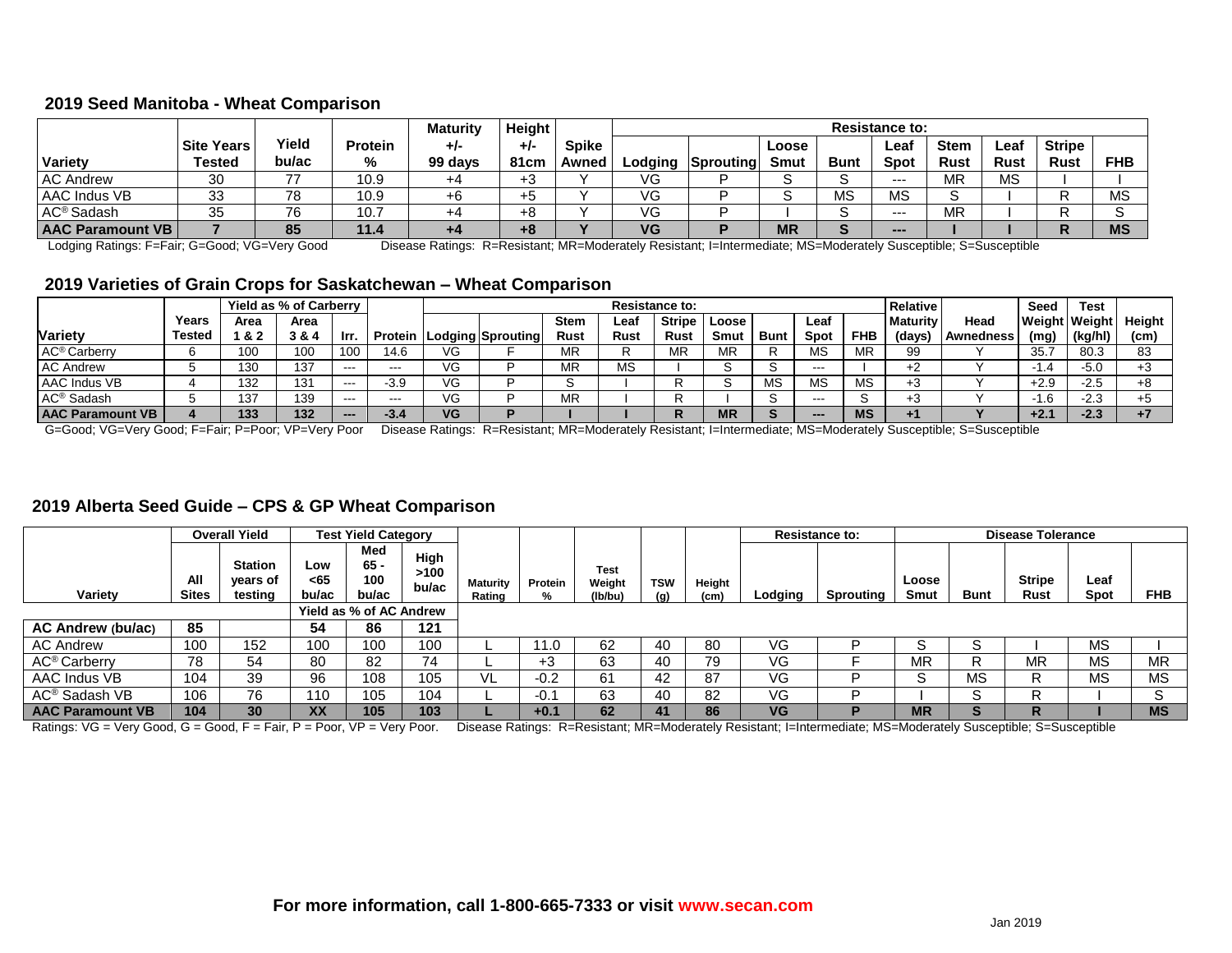## 2019 Seed Manitoba - Wheat Comparison

| Variety | Site Years Tested | Yield bu/ac | Protein % | Maturity +/- 99 days | Height +/- 81cm | Spike Awned | Resistance to: Lodging | Sprouting | Loose Smut | Bunt | Leaf Spot | Stem Rust | Leaf Rust | Stripe Rust | FHB |
|---|---|---|---|---|---|---|---|---|---|---|---|---|---|---|---|
| AC Andrew | 30 | 77 | 10.9 | +4 | +3 | Y | VG | P | S | S | --- | MR | MS | I | I |
| AAC Indus VB | 33 | 78 | 10.9 | +6 | +5 | Y | VG | P | S | MS | MS | S | I | R | MS |
| AC® Sadash | 35 | 76 | 10.7 | +4 | +8 | Y | VG | P | I | S | --- | MR | I | R | S |
| **AAC Paramount VB** | **7** | **85** | **11.4** | **+4** | **+8** | **Y** | **VG** | **P** | **MR** | **S** | **---** | **I** | **I** | **R** | **MS** |

Lodging Ratings: F=Fair; G=Good; VG=Very Good     Disease Ratings: R=Resistant; MR=Moderately Resistant; I=Intermediate; MS=Moderately Susceptible; S=Susceptible

## 2019 Varieties of Grain Crops for Saskatchewan – Wheat Comparison

| Variety | Years Tested | Yield as % of Carberry: Area 1 & 2 | Area 3 & 4 | Irr. | Protein | Resistance to: Lodging | Sprouting | Stem Rust | Leaf Rust | Stripe Rust | Loose Smut | Bunt | Leaf Spot | FHB | Relative Maturity (days) | Head Awnedness | Seed Weight (mg) | Test Weight (kg/hl) | Height (cm) |
|---|---|---|---|---|---|---|---|---|---|---|---|---|---|---|---|---|---|---|---|
| AC® Carberry | 6 | 100 | 100 | 100 | 14.6 | VG | F | MR | R | MR | MR | R | MS | MR | 99 | Y | 35.7 | 80.3 | 83 |
| AC Andrew | 5 | 130 | 137 | --- | --- | VG | P | MR | MS | I | S | S | --- | I | +2 | Y | -1.4 | -5.0 | +3 |
| AAC Indus VB | 4 | 132 | 131 | --- | -3.9 | VG | P | S | I | R | S | MS | MS | MS | +3 | Y | +2.9 | -2.5 | +8 |
| AC® Sadash | 5 | 137 | 139 | --- | --- | VG | P | MR | I | R | I | S | --- | S | +3 | Y | -1.6 | -2.3 | +5 |
| **AAC Paramount VB** | **4** | **133** | **132** | **---** | **-3.4** | **VG** | **P** | **I** | **I** | **R** | **MR** | **S** | **---** | **MS** | **+1** | **Y** | **+2.1** | **-2.3** | **+7** |

G=Good; VG=Very Good; F=Fair; P=Poor; VP=Very Poor     Disease Ratings: R=Resistant; MR=Moderately Resistant; I=Intermediate; MS=Moderately Susceptible; S=Susceptible

## 2019 Alberta Seed Guide – CPS & GP Wheat Comparison

| Variety | Overall Yield: All Sites | Station years of testing | Test Yield Category: Low <65 bu/ac | Med 65 - 100 bu/ac | High >100 bu/ac | Maturity Rating | Protein % | Test Weight (lb/bu) | TSW (g) | Height (cm) | Resistance to: Lodging | Sprouting | Disease Tolerance: Loose Smut | Bunt | Stripe Rust | Leaf Spot | FHB |
|---|---|---|---|---|---|---|---|---|---|---|---|---|---|---|---|---|---|
| | | | Yield as % of AC Andrew | | | | | | | | | | | | | | |
| **AC Andrew (bu/ac)** | **85** | | **54** | **86** | **121** | | | | | | | | | | | | |
| AC Andrew | 100 | 152 | 100 | 100 | 100 | L | 11.0 | 62 | 40 | 80 | VG | P | S | S | I | MS | I |
| AC® Carberry | 78 | 54 | 80 | 82 | 74 | L | +3 | 63 | 40 | 79 | VG | F | MR | R | MR | MS | MR |
| AAC Indus VB | 104 | 39 | 96 | 108 | 105 | VL | -0.2 | 61 | 42 | 87 | VG | P | S | MS | R | MS | MS |
| AC® Sadash VB | 106 | 76 | 110 | 105 | 104 | L | -0.1 | 63 | 40 | 82 | VG | P | I | S | R | I | S |
| **AAC Paramount VB** | **104** | **30** | **XX** | **105** | **103** | **L** | **+0.1** | **62** | **41** | **86** | **VG** | **P** | **MR** | **S** | **R** | **I** | **MS** |

Ratings: VG = Very Good, G = Good, F = Fair, P = Poor, VP = Very Poor.     Disease Ratings: R=Resistant; MR=Moderately Resistant; I=Intermediate; MS=Moderately Susceptible; S=Susceptible

**For more information, call 1-800-665-7333 or visit www.secan.com**

Jan 2019